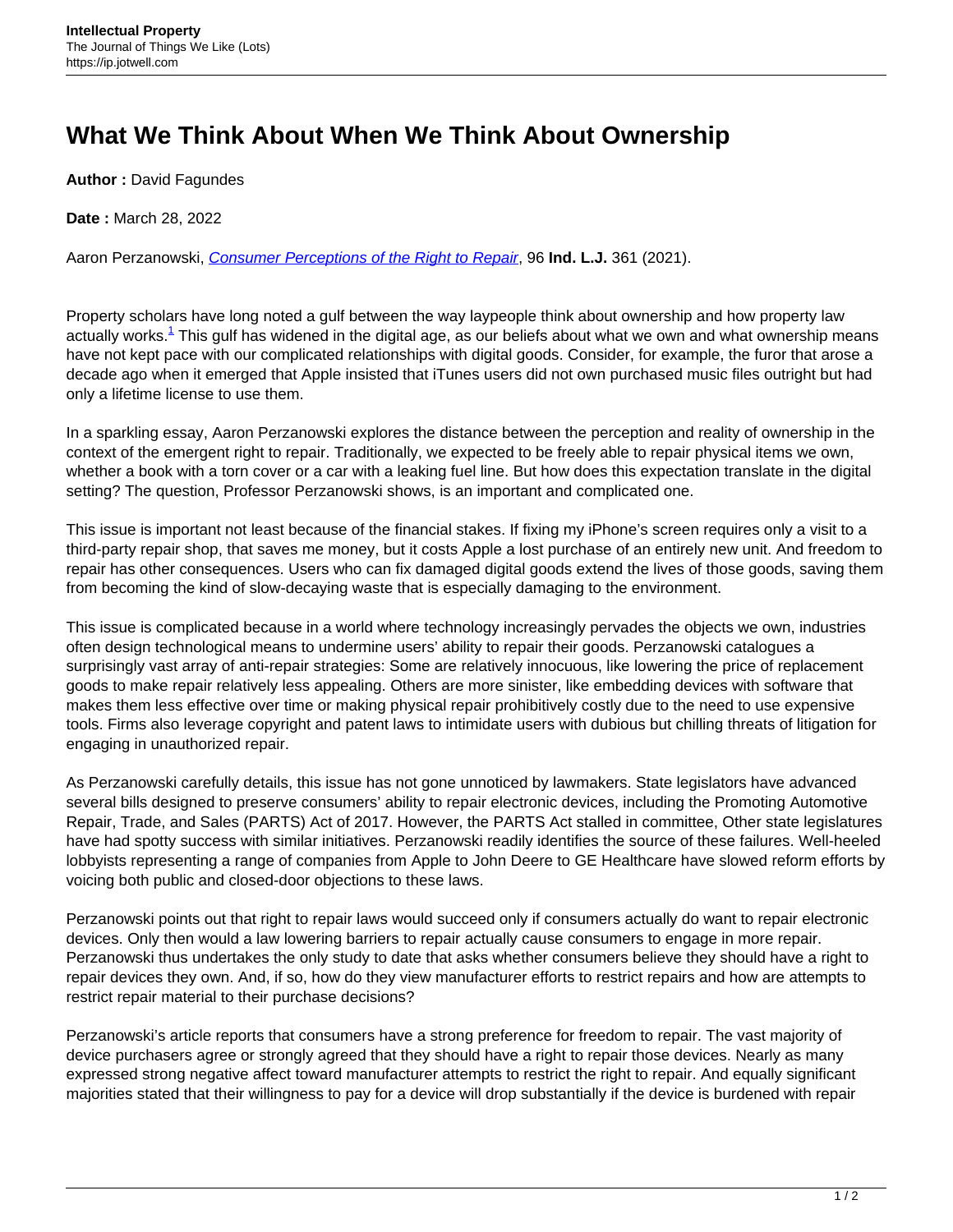# What We Think About When We Think About Ownership

**Author :** David Fagundes

**Date :** March 28, 2022

Aaron Perzanowski, *Consumer Perceptions of the Right to Repair*, 96 **Ind. L.J.** 361 (2021).

Property scholars have long noted a gulf between the way laypeople think about ownership and how property law actually works.[1] This gulf has widened in the digital age, as our beliefs about what we own and what ownership means have not kept pace with our complicated relationships with digital goods. Consider, for example, the furor that arose a decade ago when it emerged that Apple insisted that iTunes users did not own purchased music files outright but had only a lifetime license to use them.

In a sparkling essay, Aaron Perzanowski explores the distance between the perception and reality of ownership in the context of the emergent right to repair. Traditionally, we expected to be freely able to repair physical items we own, whether a book with a torn cover or a car with a leaking fuel line. But how does this expectation translate in the digital setting? The question, Professor Perzanowski shows, is an important and complicated one.

This issue is important not least because of the financial stakes. If fixing my iPhone's screen requires only a visit to a third-party repair shop, that saves me money, but it costs Apple a lost purchase of an entirely new unit. And freedom to repair has other consequences. Users who can fix damaged digital goods extend the lives of those goods, saving them from becoming the kind of slow-decaying waste that is especially damaging to the environment.

This issue is complicated because in a world where technology increasingly pervades the objects we own, industries often design technological means to undermine users' ability to repair their goods. Perzanowski catalogues a surprisingly vast array of anti-repair strategies: Some are relatively innocuous, like lowering the price of replacement goods to make repair relatively less appealing. Others are more sinister, like embedding devices with software that makes them less effective over time or making physical repair prohibitively costly due to the need to use expensive tools. Firms also leverage copyright and patent laws to intimidate users with dubious but chilling threats of litigation for engaging in unauthorized repair.

As Perzanowski carefully details, this issue has not gone unnoticed by lawmakers. State legislators have advanced several bills designed to preserve consumers' ability to repair electronic devices, including the Promoting Automotive Repair, Trade, and Sales (PARTS) Act of 2017. However, the PARTS Act stalled in committee, Other state legislatures have had spotty success with similar initiatives. Perzanowski readily identifies the source of these failures. Well-heeled lobbyists representing a range of companies from Apple to John Deere to GE Healthcare have slowed reform efforts by voicing both public and closed-door objections to these laws.

Perzanowski points out that right to repair laws would succeed only if consumers actually do want to repair electronic devices. Only then would a law lowering barriers to repair actually cause consumers to engage in more repair. Perzanowski thus undertakes the only study to date that asks whether consumers believe they should have a right to repair devices they own. And, if so, how do they view manufacturer efforts to restrict repairs and how are attempts to restrict repair material to their purchase decisions?

Perzanowski's article reports that consumers have a strong preference for freedom to repair. The vast majority of device purchasers agree or strongly agreed that they should have a right to repair those devices. Nearly as many expressed strong negative affect toward manufacturer attempts to restrict the right to repair. And equally significant majorities stated that their willingness to pay for a device will drop substantially if the device is burdened with repair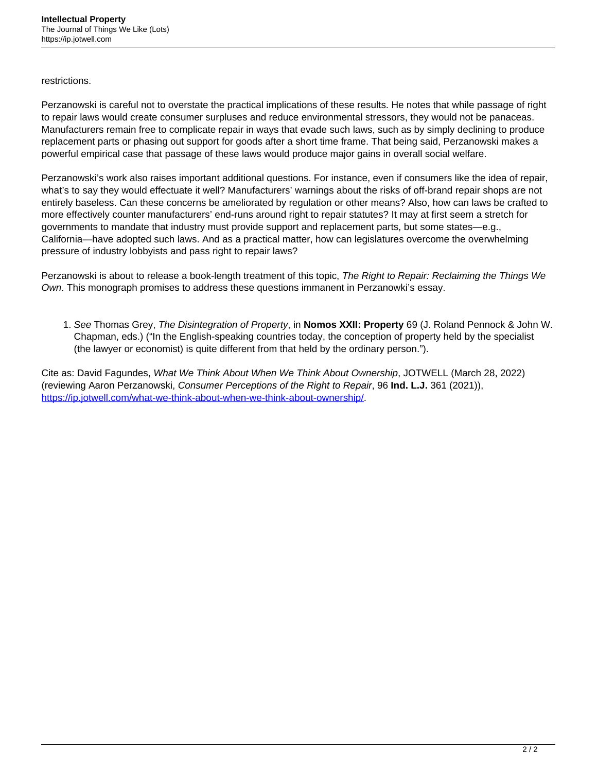restrictions.

Perzanowski is careful not to overstate the practical implications of these results. He notes that while passage of right to repair laws would create consumer surpluses and reduce environmental stressors, they would not be panaceas. Manufacturers remain free to complicate repair in ways that evade such laws, such as by simply declining to produce replacement parts or phasing out support for goods after a short time frame. That being said, Perzanowski makes a powerful empirical case that passage of these laws would produce major gains in overall social welfare.

Perzanowski's work also raises important additional questions. For instance, even if consumers like the idea of repair, what's to say they would effectuate it well? Manufacturers' warnings about the risks of off-brand repair shops are not entirely baseless. Can these concerns be ameliorated by regulation or other means? Also, how can laws be crafted to more effectively counter manufacturers' end-runs around right to repair statutes? It may at first seem a stretch for governments to mandate that industry must provide support and replacement parts, but some states—e.g., California—have adopted such laws. And as a practical matter, how can legislatures overcome the overwhelming pressure of industry lobbyists and pass right to repair laws?

Perzanowski is about to release a book-length treatment of this topic, *The Right to Repair: Reclaiming the Things We Own*. This monograph promises to address these questions immanent in Perzanowki's essay.

1. *See* Thomas Grey, *The Disintegration of Property*, in **Nomos XXII: Property** 69 (J. Roland Pennock & John W. Chapman, eds.) ("In the English-speaking countries today, the conception of property held by the specialist (the lawyer or economist) is quite different from that held by the ordinary person.").

Cite as: David Fagundes, *What We Think About When We Think About Ownership*, JOTWELL (March 28, 2022) (reviewing Aaron Perzanowski, *Consumer Perceptions of the Right to Repair*, 96 **Ind. L.J.** 361 (2021)), https://ip.jotwell.com/what-we-think-about-when-we-think-about-ownership/.